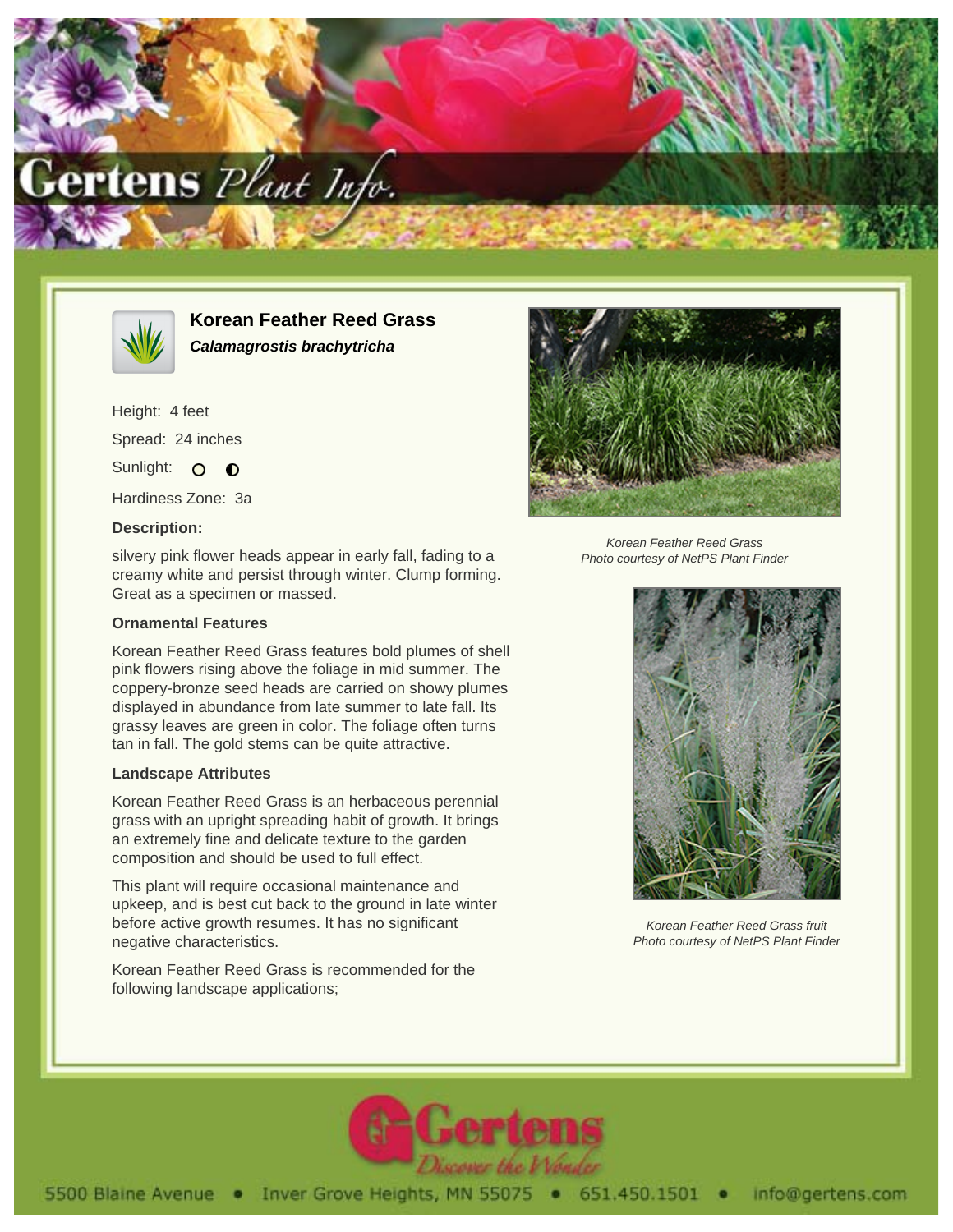# Korean Feather Reed Grass

***Calamagrostis brachytricha***

Height: 4 feet

Spread: 24 inches

Sunlight: ○ ◐

Hardiness Zone: 3a

**Description:**

silvery pink flower heads appear in early fall, fading to a creamy white and persist through winter. Clump forming. Great as a specimen or massed.

**Ornamental Features**

Korean Feather Reed Grass features bold plumes of shell pink flowers rising above the foliage in mid summer. The coppery-bronze seed heads are carried on showy plumes displayed in abundance from late summer to late fall. Its grassy leaves are green in color. The foliage often turns tan in fall. The gold stems can be quite attractive.

**Landscape Attributes**

Korean Feather Reed Grass is an herbaceous perennial grass with an upright spreading habit of growth. It brings an extremely fine and delicate texture to the garden composition and should be used to full effect.

This plant will require occasional maintenance and upkeep, and is best cut back to the ground in late winter before active growth resumes. It has no significant negative characteristics.

Korean Feather Reed Grass is recommended for the following landscape applications;

*Korean Feather Reed Grass*
*Photo courtesy of NetPS Plant Finder*

*Korean Feather Reed Grass fruit*
*Photo courtesy of NetPS Plant Finder*

5500 Blaine Avenue • Inver Grove Heights, MN 55075 • 651.450.1501 • info@gertens.com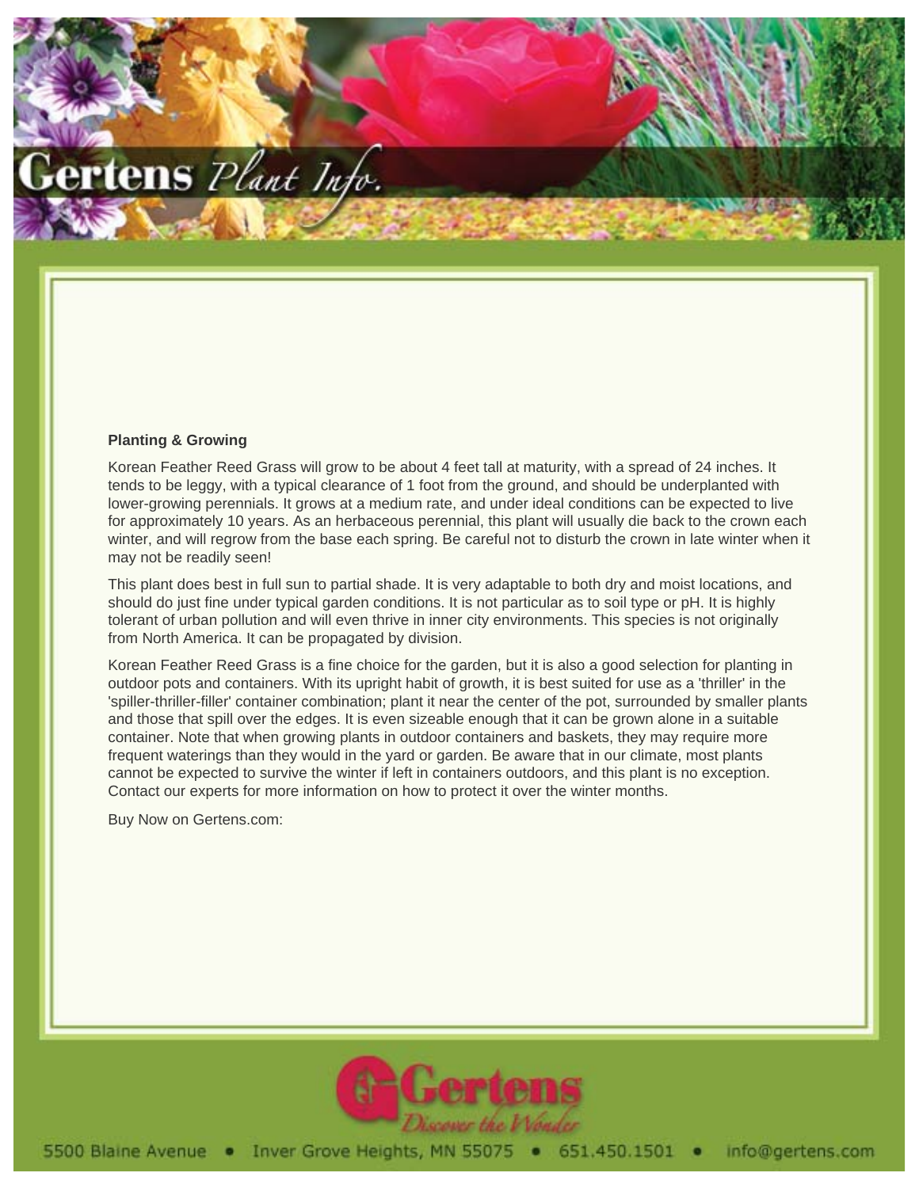**Planting & Growing**

Korean Feather Reed Grass will grow to be about 4 feet tall at maturity, with a spread of 24 inches. It tends to be leggy, with a typical clearance of 1 foot from the ground, and should be underplanted with lower-growing perennials. It grows at a medium rate, and under ideal conditions can be expected to live for approximately 10 years. As an herbaceous perennial, this plant will usually die back to the crown each winter, and will regrow from the base each spring. Be careful not to disturb the crown in late winter when it may not be readily seen!

This plant does best in full sun to partial shade. It is very adaptable to both dry and moist locations, and should do just fine under typical garden conditions. It is not particular as to soil type or pH. It is highly tolerant of urban pollution and will even thrive in inner city environments. This species is not originally from North America. It can be propagated by division.

Korean Feather Reed Grass is a fine choice for the garden, but it is also a good selection for planting in outdoor pots and containers. With its upright habit of growth, it is best suited for use as a 'thriller' in the 'spiller-thriller-filler' container combination; plant it near the center of the pot, surrounded by smaller plants and those that spill over the edges. It is even sizeable enough that it can be grown alone in a suitable container. Note that when growing plants in outdoor containers and baskets, they may require more frequent waterings than they would in the yard or garden. Be aware that in our climate, most plants cannot be expected to survive the winter if left in containers outdoors, and this plant is no exception. Contact our experts for more information on how to protect it over the winter months.

Buy Now on Gertens.com:

5500 Blaine Avenue • Inver Grove Heights, MN 55075 • 651.450.1501 • info@gertens.com